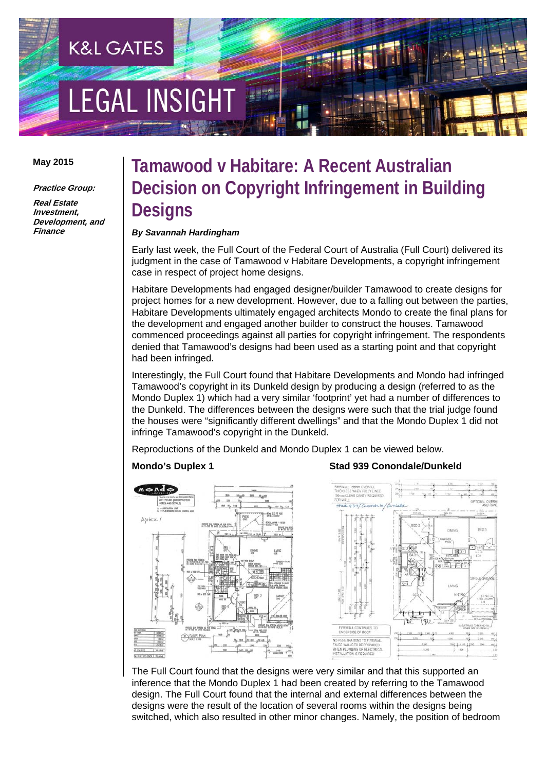K&L GATES

LEGAL INSIGHT

May 2015

***Practice Group:***

***Real Estate Investment, Development, and Finance***

# Tamawood v Habitare: A Recent Australian Decision on Copyright Infringement in Building Designs

***By Savannah Hardingham***

Early last week, the Full Court of the Federal Court of Australia (Full Court) delivered its judgment in the case of Tamawood v Habitare Developments, a copyright infringement case in respect of project home designs.

Habitare Developments had engaged designer/builder Tamawood to create designs for project homes for a new development. However, due to a falling out between the parties, Habitare Developments ultimately engaged architects Mondo to create the final plans for the development and engaged another builder to construct the houses. Tamawood commenced proceedings against all parties for copyright infringement. The respondents denied that Tamawood's designs had been used as a starting point and that copyright had been infringed.

Interestingly, the Full Court found that Habitare Developments and Mondo had infringed Tamawood's copyright in its Dunkeld design by producing a design (referred to as the Mondo Duplex 1) which had a very similar 'footprint' yet had a number of differences to the Dunkeld. The differences between the designs were such that the trial judge found the houses were "significantly different dwellings" and that the Mondo Duplex 1 did not infringe Tamawood's copyright in the Dunkeld.

Reproductions of the Dunkeld and Mondo Duplex 1 can be viewed below.

**Mondo's Duplex 1**

**Stad 939 Conondale/Dunkeld**

The Full Court found that the designs were very similar and that this supported an inference that the Mondo Duplex 1 had been created by referring to the Tamawood design. The Full Court found that the internal and external differences between the designs were the result of the location of several rooms within the designs being switched, which also resulted in other minor changes. Namely, the position of bedroom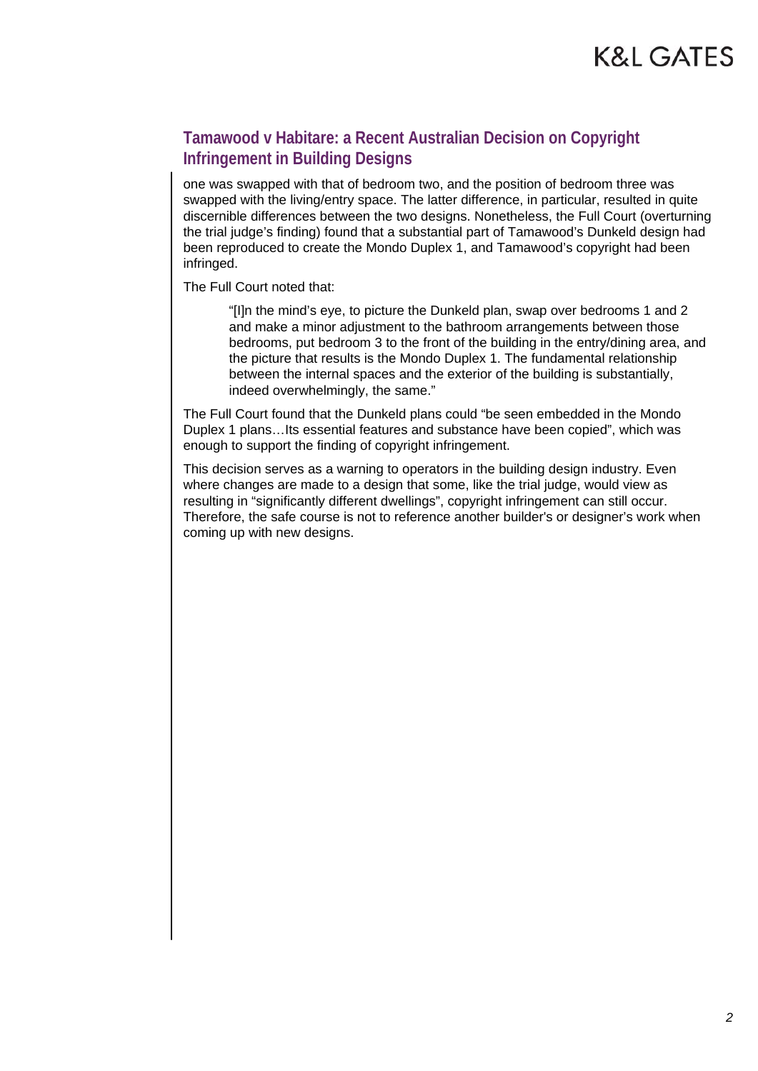one was swapped with that of bedroom two, and the position of bedroom three was swapped with the living/entry space. The latter difference, in particular, resulted in quite discernible differences between the two designs. Nonetheless, the Full Court (overturning the trial judge's finding) found that a substantial part of Tamawood's Dunkeld design had been reproduced to create the Mondo Duplex 1, and Tamawood's copyright had been infringed.

The Full Court noted that:

> "[I]n the mind's eye, to picture the Dunkeld plan, swap over bedrooms 1 and 2 and make a minor adjustment to the bathroom arrangements between those bedrooms, put bedroom 3 to the front of the building in the entry/dining area, and the picture that results is the Mondo Duplex 1. The fundamental relationship between the internal spaces and the exterior of the building is substantially, indeed overwhelmingly, the same."

The Full Court found that the Dunkeld plans could "be seen embedded in the Mondo Duplex 1 plans…Its essential features and substance have been copied", which was enough to support the finding of copyright infringement.

This decision serves as a warning to operators in the building design industry. Even where changes are made to a design that some, like the trial judge, would view as resulting in "significantly different dwellings", copyright infringement can still occur. Therefore, the safe course is not to reference another builder's or designer's work when coming up with new designs.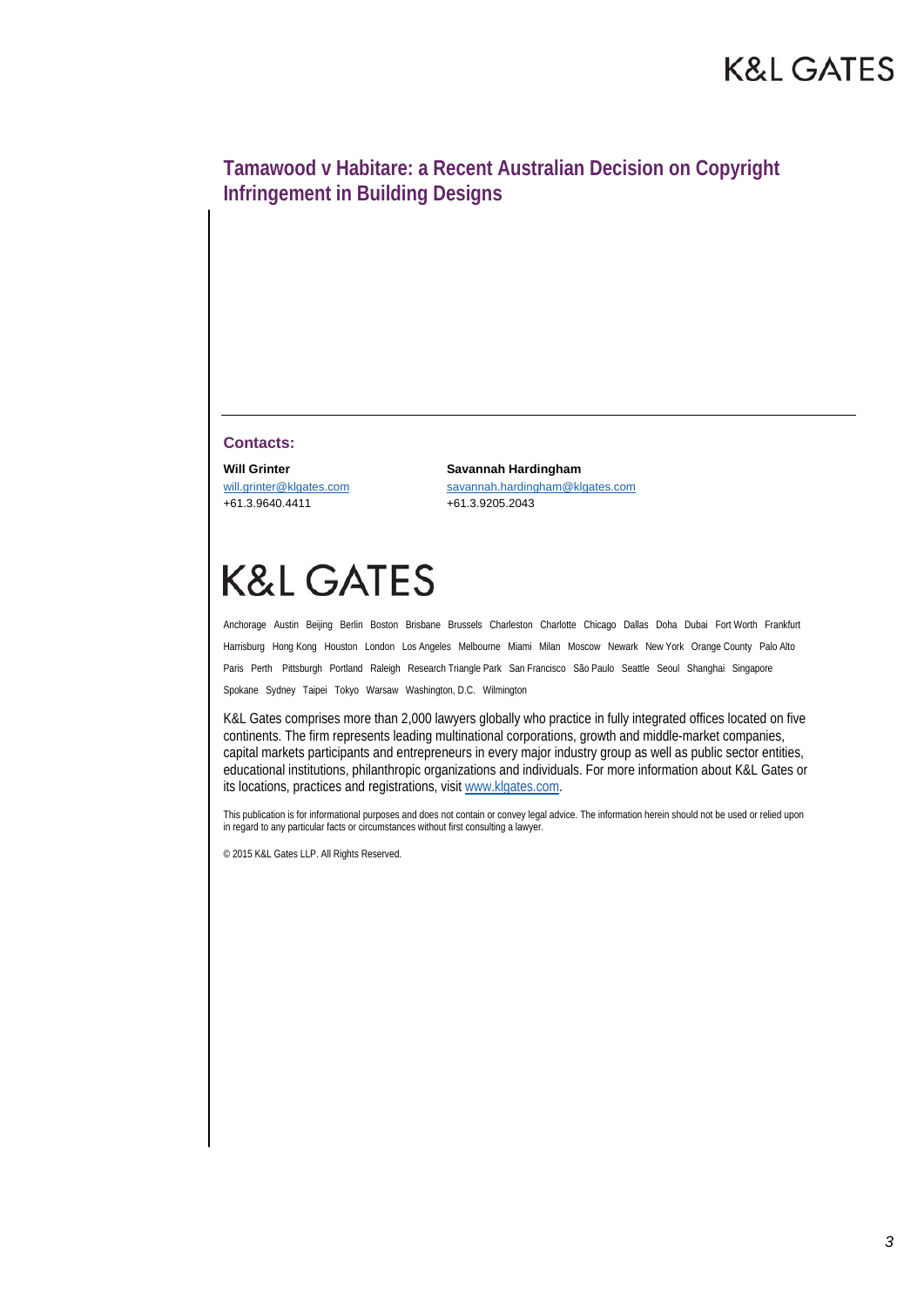## Tamawood v Habitare: a Recent Australian Decision on Copyright Infringement in Building Designs

### Contacts:

**Will Grinter**
will.grinter@klgates.com
+61.3.9640.4411

**Savannah Hardingham**
savannah.hardingham@klgates.com
+61.3.9205.2043

K&L GATES

Anchorage Austin Beijing Berlin Boston Brisbane Brussels Charleston Charlotte Chicago Dallas Doha Dubai Fort Worth Frankfurt Harrisburg Hong Kong Houston London Los Angeles Melbourne Miami Milan Moscow Newark New York Orange County Palo Alto Paris Perth Pittsburgh Portland Raleigh Research Triangle Park San Francisco São Paulo Seattle Seoul Shanghai Singapore Spokane Sydney Taipei Tokyo Warsaw Washington, D.C. Wilmington

K&L Gates comprises more than 2,000 lawyers globally who practice in fully integrated offices located on five continents. The firm represents leading multinational corporations, growth and middle-market companies, capital markets participants and entrepreneurs in every major industry group as well as public sector entities, educational institutions, philanthropic organizations and individuals. For more information about K&L Gates or its locations, practices and registrations, visit www.klgates.com.

This publication is for informational purposes and does not contain or convey legal advice. The information herein should not be used or relied upon in regard to any particular facts or circumstances without first consulting a lawyer.

© 2015 K&L Gates LLP. All Rights Reserved.